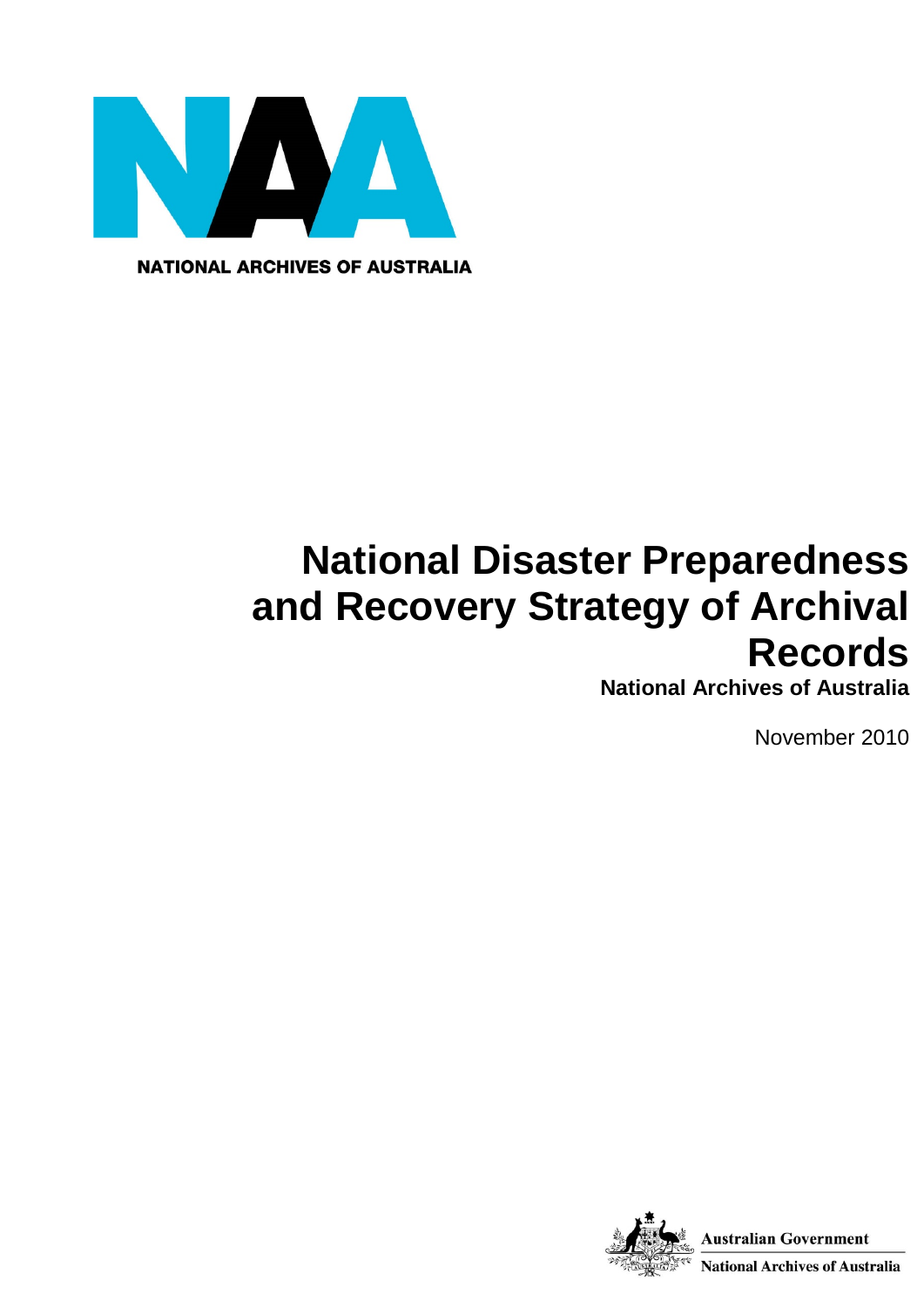NATIONAL ARCHIVES OF AUSTRALIA

# National Disaster Preparedness and Recovery Strategy of Archival Records

**National Archives of Australia**

November 2010

Australian Government

National Archives of Australia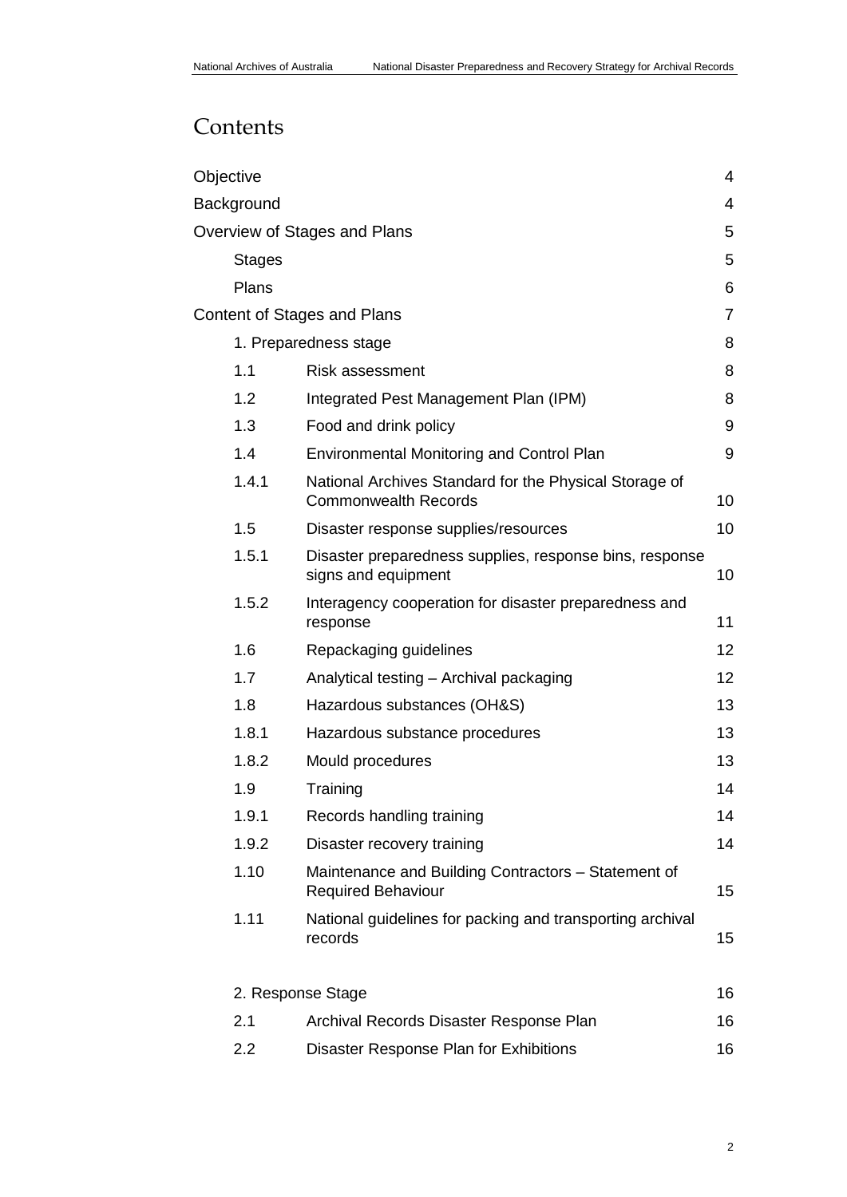# Contents

| | | |
|---|---|---|
| Objective | | 4 |
| Background | | 4 |
| Overview of Stages and Plans | | 5 |
| Stages | | 5 |
| Plans | | 6 |
| Content of Stages and Plans | | 7 |
| 1. Preparedness stage | | 8 |
| 1.1 | Risk assessment | 8 |
| 1.2 | Integrated Pest Management Plan (IPM) | 8 |
| 1.3 | Food and drink policy | 9 |
| 1.4 | Environmental Monitoring and Control Plan | 9 |
| 1.4.1 | National Archives Standard for the Physical Storage of Commonwealth Records | 10 |
| 1.5 | Disaster response supplies/resources | 10 |
| 1.5.1 | Disaster preparedness supplies, response bins, response signs and equipment | 10 |
| 1.5.2 | Interagency cooperation for disaster preparedness and response | 11 |
| 1.6 | Repackaging guidelines | 12 |
| 1.7 | Analytical testing – Archival packaging | 12 |
| 1.8 | Hazardous substances (OH&S) | 13 |
| 1.8.1 | Hazardous substance procedures | 13 |
| 1.8.2 | Mould procedures | 13 |
| 1.9 | Training | 14 |
| 1.9.1 | Records handling training | 14 |
| 1.9.2 | Disaster recovery training | 14 |
| 1.10 | Maintenance and Building Contractors – Statement of Required Behaviour | 15 |
| 1.11 | National guidelines for packing and transporting archival records | 15 |
| 2. Response Stage | | 16 |
| 2.1 | Archival Records Disaster Response Plan | 16 |
| 2.2 | Disaster Response Plan for Exhibitions | 16 |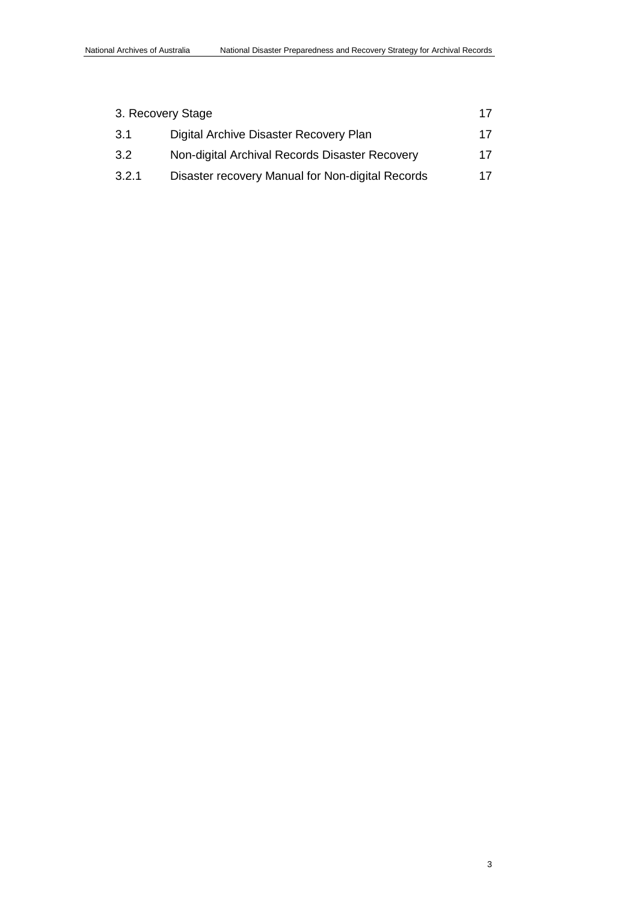| 3. Recovery Stage | | 17 |
|---|---|---|
| 3.1 | Digital Archive Disaster Recovery Plan | 17 |
| 3.2 | Non-digital Archival Records Disaster Recovery | 17 |
| 3.2.1 | Disaster recovery Manual for Non-digital Records | 17 |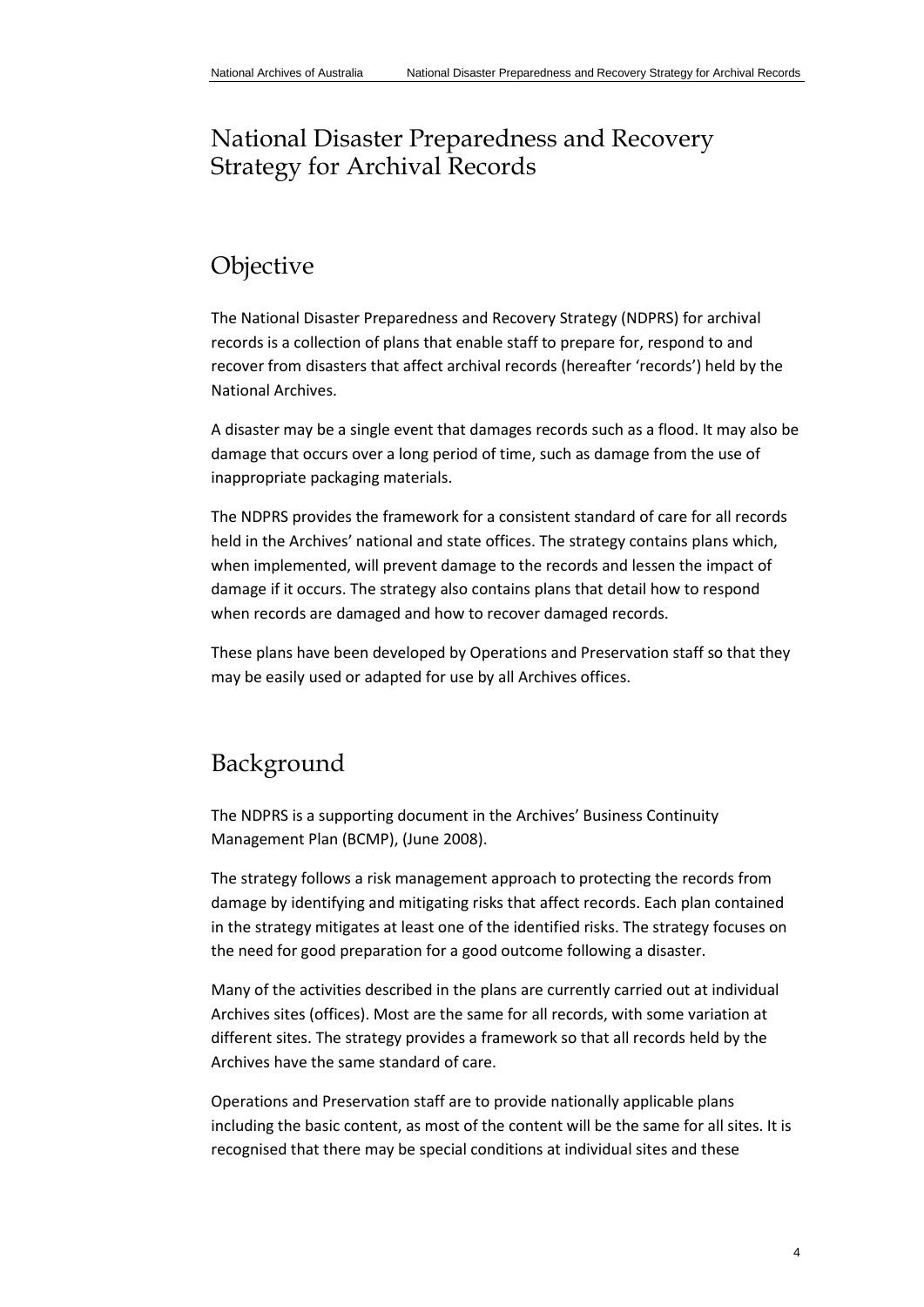# National Disaster Preparedness and Recovery Strategy for Archival Records

## Objective

The National Disaster Preparedness and Recovery Strategy (NDPRS) for archival records is a collection of plans that enable staff to prepare for, respond to and recover from disasters that affect archival records (hereafter 'records') held by the National Archives.

A disaster may be a single event that damages records such as a flood. It may also be damage that occurs over a long period of time, such as damage from the use of inappropriate packaging materials.

The NDPRS provides the framework for a consistent standard of care for all records held in the Archives' national and state offices. The strategy contains plans which, when implemented, will prevent damage to the records and lessen the impact of damage if it occurs. The strategy also contains plans that detail how to respond when records are damaged and how to recover damaged records.

These plans have been developed by Operations and Preservation staff so that they may be easily used or adapted for use by all Archives offices.

## Background

The NDPRS is a supporting document in the Archives' Business Continuity Management Plan (BCMP), (June 2008).

The strategy follows a risk management approach to protecting the records from damage by identifying and mitigating risks that affect records. Each plan contained in the strategy mitigates at least one of the identified risks. The strategy focuses on the need for good preparation for a good outcome following a disaster.

Many of the activities described in the plans are currently carried out at individual Archives sites (offices). Most are the same for all records, with some variation at different sites. The strategy provides a framework so that all records held by the Archives have the same standard of care.

Operations and Preservation staff are to provide nationally applicable plans including the basic content, as most of the content will be the same for all sites. It is recognised that there may be special conditions at individual sites and these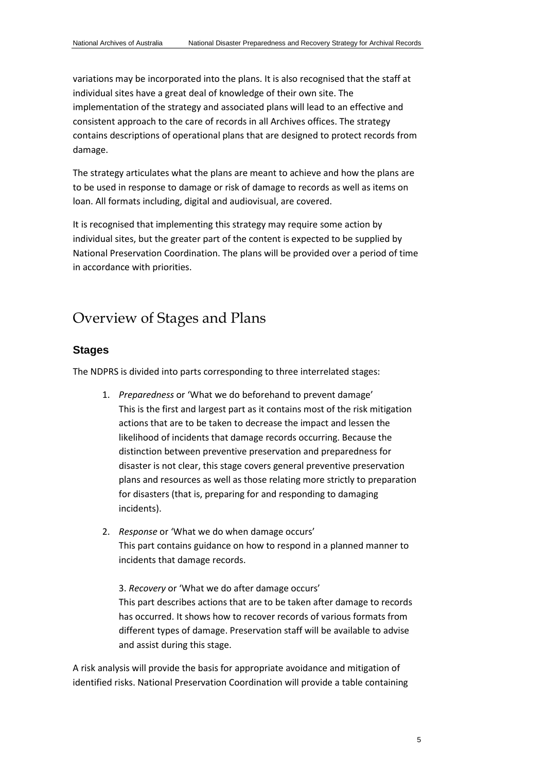variations may be incorporated into the plans. It is also recognised that the staff at individual sites have a great deal of knowledge of their own site. The implementation of the strategy and associated plans will lead to an effective and consistent approach to the care of records in all Archives offices. The strategy contains descriptions of operational plans that are designed to protect records from damage.

The strategy articulates what the plans are meant to achieve and how the plans are to be used in response to damage or risk of damage to records as well as items on loan. All formats including, digital and audiovisual, are covered.

It is recognised that implementing this strategy may require some action by individual sites, but the greater part of the content is expected to be supplied by National Preservation Coordination. The plans will be provided over a period of time in accordance with priorities.

# Overview of Stages and Plans

## Stages

The NDPRS is divided into parts corresponding to three interrelated stages:

1. *Preparedness* or 'What we do beforehand to prevent damage'
   This is the first and largest part as it contains most of the risk mitigation actions that are to be taken to decrease the impact and lessen the likelihood of incidents that damage records occurring. Because the distinction between preventive preservation and preparedness for disaster is not clear, this stage covers general preventive preservation plans and resources as well as those relating more strictly to preparation for disasters (that is, preparing for and responding to damaging incidents).

2. *Response* or 'What we do when damage occurs'
   This part contains guidance on how to respond in a planned manner to incidents that damage records.

3. *Recovery* or 'What we do after damage occurs'
   This part describes actions that are to be taken after damage to records has occurred. It shows how to recover records of various formats from different types of damage. Preservation staff will be available to advise and assist during this stage.

A risk analysis will provide the basis for appropriate avoidance and mitigation of identified risks. National Preservation Coordination will provide a table containing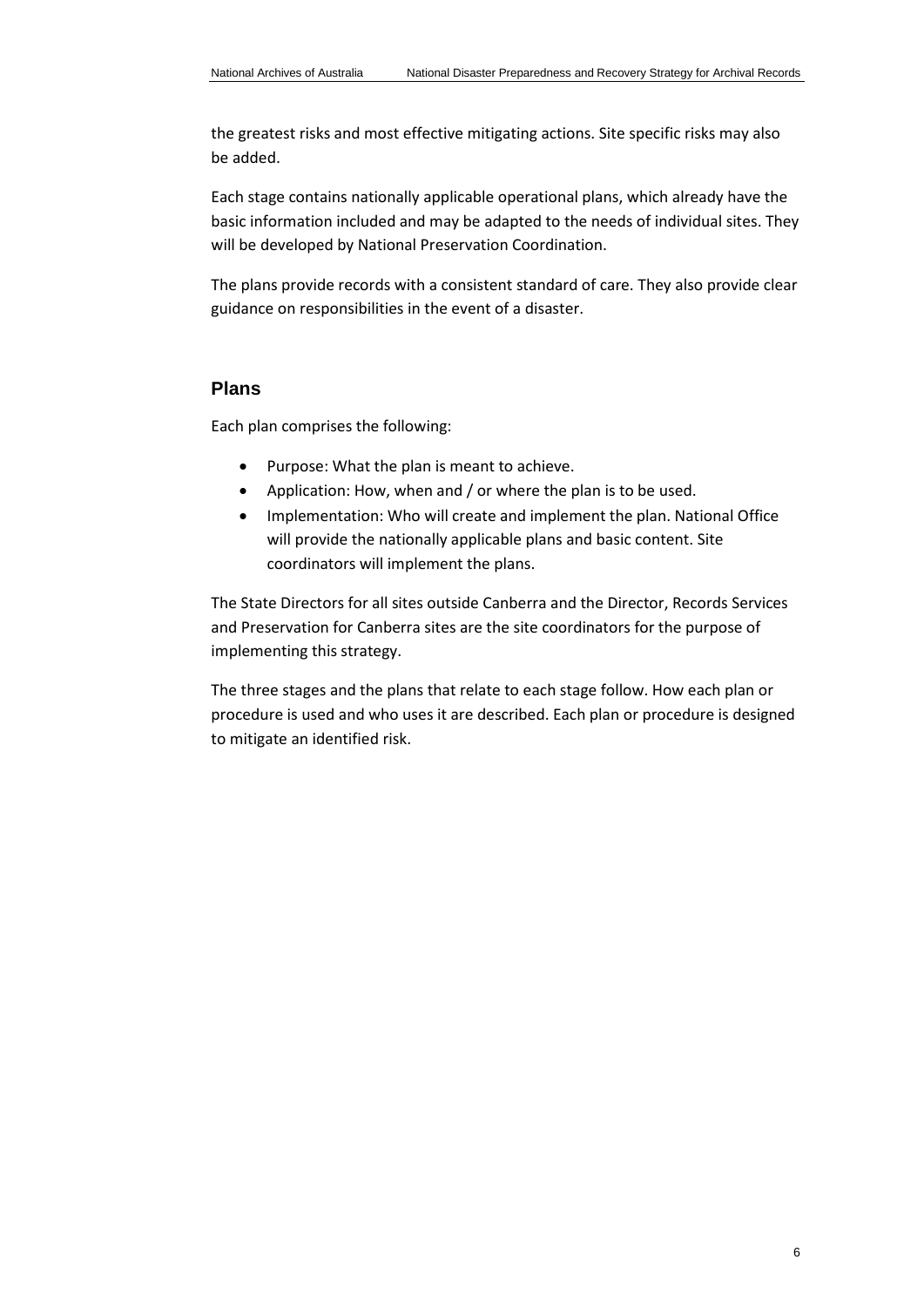the greatest risks and most effective mitigating actions. Site specific risks may also be added.

Each stage contains nationally applicable operational plans, which already have the basic information included and may be adapted to the needs of individual sites. They will be developed by National Preservation Coordination.

The plans provide records with a consistent standard of care. They also provide clear guidance on responsibilities in the event of a disaster.

## Plans

Each plan comprises the following:

- Purpose: What the plan is meant to achieve.
- Application: How, when and / or where the plan is to be used.
- Implementation: Who will create and implement the plan. National Office will provide the nationally applicable plans and basic content. Site coordinators will implement the plans.

The State Directors for all sites outside Canberra and the Director, Records Services and Preservation for Canberra sites are the site coordinators for the purpose of implementing this strategy.

The three stages and the plans that relate to each stage follow. How each plan or procedure is used and who uses it are described. Each plan or procedure is designed to mitigate an identified risk.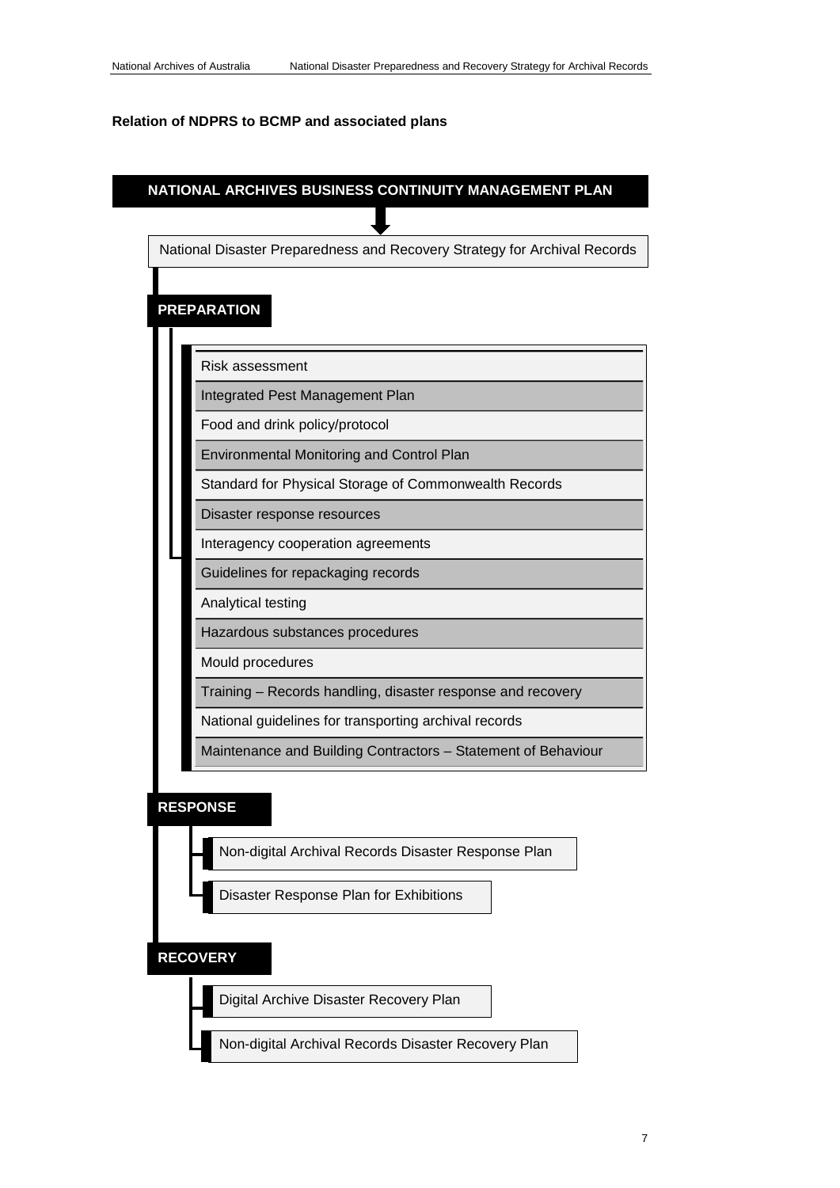**Relation of NDPRS to BCMP and associated plans**

**NATIONAL ARCHIVES BUSINESS CONTINUITY MANAGEMENT PLAN**

National Disaster Preparedness and Recovery Strategy for Archival Records

**PREPARATION**

- Risk assessment
- Integrated Pest Management Plan
- Food and drink policy/protocol
- Environmental Monitoring and Control Plan
- Standard for Physical Storage of Commonwealth Records
- Disaster response resources
- Interagency cooperation agreements
- Guidelines for repackaging records
- Analytical testing
- Hazardous substances procedures
- Mould procedures
- Training – Records handling, disaster response and recovery
- National guidelines for transporting archival records
- Maintenance and Building Contractors – Statement of Behaviour

**RESPONSE**

- Non-digital Archival Records Disaster Response Plan
- Disaster Response Plan for Exhibitions

**RECOVERY**

- Digital Archive Disaster Recovery Plan
- Non-digital Archival Records Disaster Recovery Plan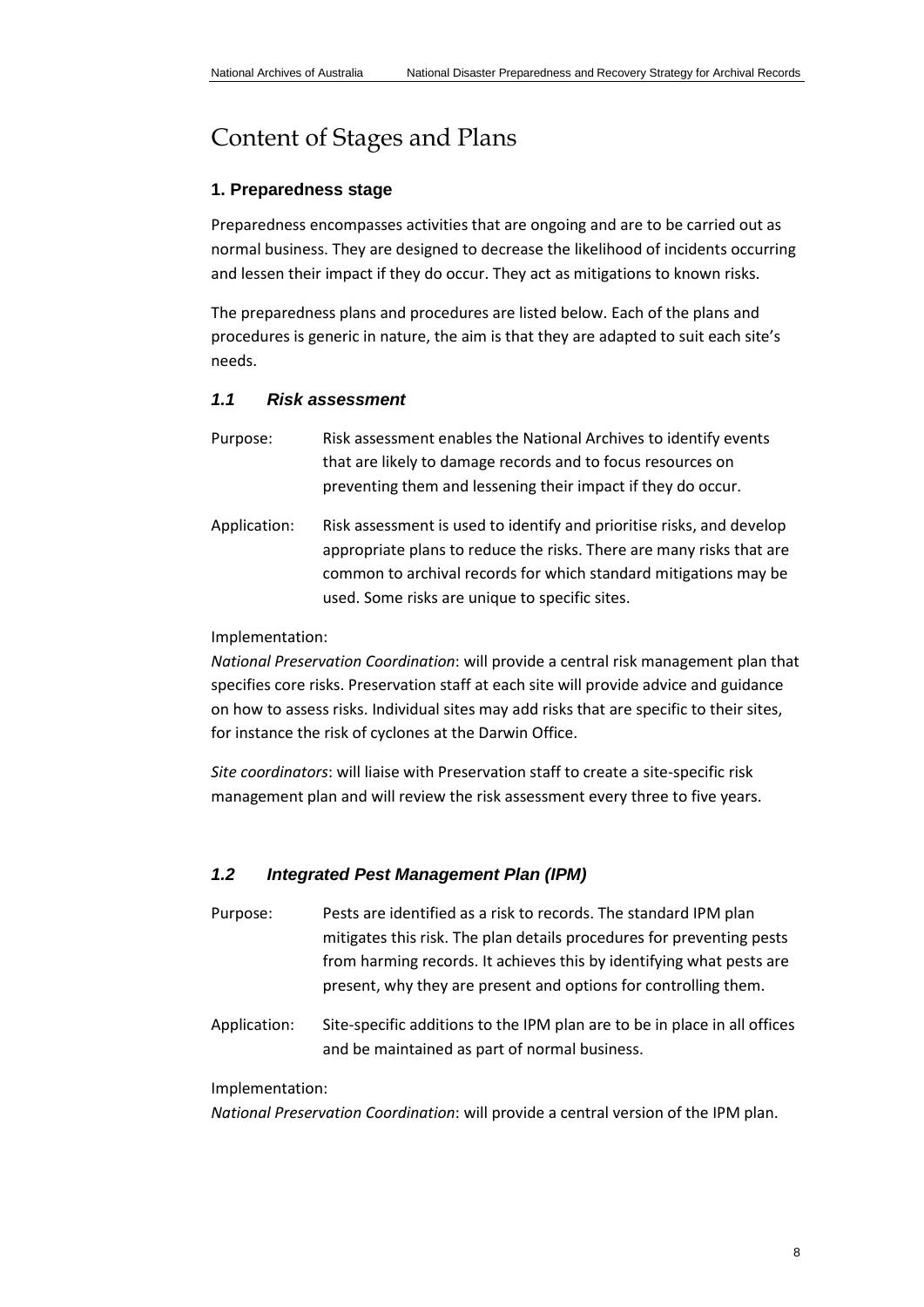# Content of Stages and Plans

## 1. Preparedness stage

Preparedness encompasses activities that are ongoing and are to be carried out as normal business. They are designed to decrease the likelihood of incidents occurring and lessen their impact if they do occur. They act as mitigations to known risks.

The preparedness plans and procedures are listed below. Each of the plans and procedures is generic in nature, the aim is that they are adapted to suit each site's needs.

### *1.1 Risk assessment*

Purpose: Risk assessment enables the National Archives to identify events that are likely to damage records and to focus resources on preventing them and lessening their impact if they do occur.

Application: Risk assessment is used to identify and prioritise risks, and develop appropriate plans to reduce the risks. There are many risks that are common to archival records for which standard mitigations may be used. Some risks are unique to specific sites.

Implementation:
*National Preservation Coordination*: will provide a central risk management plan that specifies core risks. Preservation staff at each site will provide advice and guidance on how to assess risks. Individual sites may add risks that are specific to their sites, for instance the risk of cyclones at the Darwin Office.

*Site coordinators*: will liaise with Preservation staff to create a site-specific risk management plan and will review the risk assessment every three to five years.

### *1.2 Integrated Pest Management Plan (IPM)*

Purpose: Pests are identified as a risk to records. The standard IPM plan mitigates this risk. The plan details procedures for preventing pests from harming records. It achieves this by identifying what pests are present, why they are present and options for controlling them.

Application: Site-specific additions to the IPM plan are to be in place in all offices and be maintained as part of normal business.

Implementation:
*National Preservation Coordination*: will provide a central version of the IPM plan.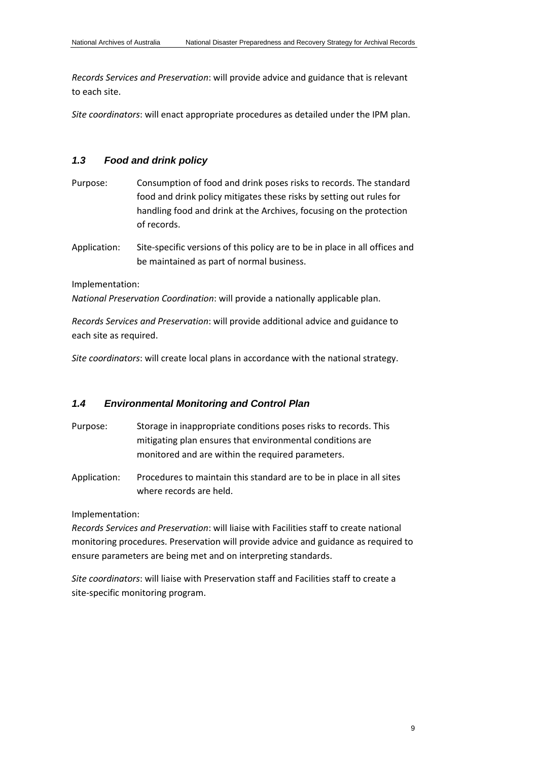*Records Services and Preservation*: will provide advice and guidance that is relevant to each site.

*Site coordinators*: will enact appropriate procedures as detailed under the IPM plan.

### *1.3 Food and drink policy*

Purpose: Consumption of food and drink poses risks to records. The standard food and drink policy mitigates these risks by setting out rules for handling food and drink at the Archives, focusing on the protection of records.

Application: Site-specific versions of this policy are to be in place in all offices and be maintained as part of normal business.

Implementation:
*National Preservation Coordination*: will provide a nationally applicable plan.

*Records Services and Preservation*: will provide additional advice and guidance to each site as required.

*Site coordinators*: will create local plans in accordance with the national strategy.

### *1.4 Environmental Monitoring and Control Plan*

Purpose: Storage in inappropriate conditions poses risks to records. This mitigating plan ensures that environmental conditions are monitored and are within the required parameters.

Application: Procedures to maintain this standard are to be in place in all sites where records are held.

Implementation:
*Records Services and Preservation*: will liaise with Facilities staff to create national monitoring procedures. Preservation will provide advice and guidance as required to ensure parameters are being met and on interpreting standards.

*Site coordinators*: will liaise with Preservation staff and Facilities staff to create a site-specific monitoring program.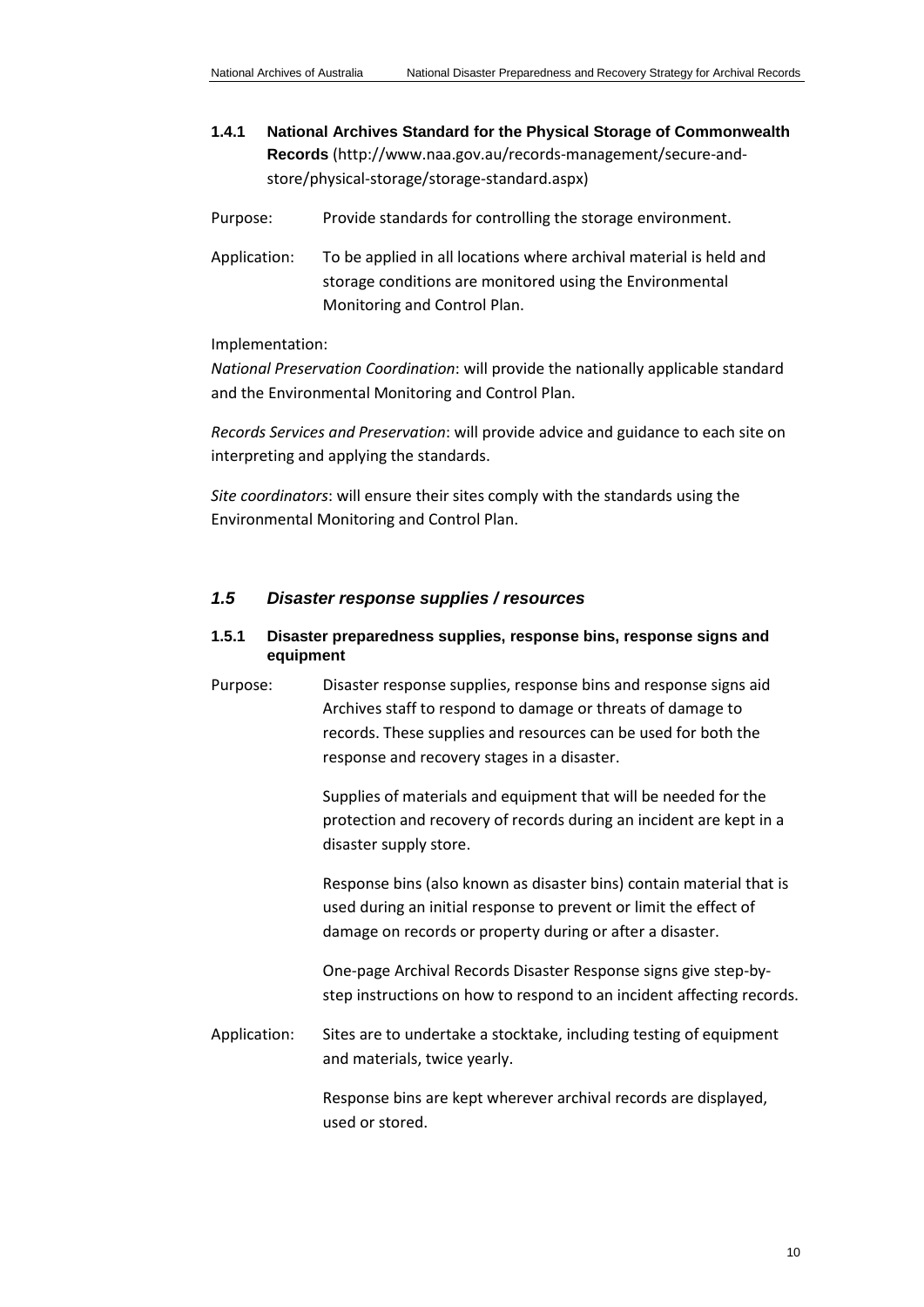#### 1.4.1 National Archives Standard for the Physical Storage of Commonwealth Records (http://www.naa.gov.au/records-management/secure-and-store/physical-storage/storage-standard.aspx)

Purpose: Provide standards for controlling the storage environment.

Application: To be applied in all locations where archival material is held and storage conditions are monitored using the Environmental Monitoring and Control Plan.

Implementation:

*National Preservation Coordination*: will provide the nationally applicable standard and the Environmental Monitoring and Control Plan.

*Records Services and Preservation*: will provide advice and guidance to each site on interpreting and applying the standards.

*Site coordinators*: will ensure their sites comply with the standards using the Environmental Monitoring and Control Plan.

### *1.5 Disaster response supplies / resources*

#### 1.5.1 Disaster preparedness supplies, response bins, response signs and equipment

Purpose: Disaster response supplies, response bins and response signs aid Archives staff to respond to damage or threats of damage to records. These supplies and resources can be used for both the response and recovery stages in a disaster.

Supplies of materials and equipment that will be needed for the protection and recovery of records during an incident are kept in a disaster supply store.

Response bins (also known as disaster bins) contain material that is used during an initial response to prevent or limit the effect of damage on records or property during or after a disaster.

One-page Archival Records Disaster Response signs give step-by-step instructions on how to respond to an incident affecting records.

Application: Sites are to undertake a stocktake, including testing of equipment and materials, twice yearly.

Response bins are kept wherever archival records are displayed, used or stored.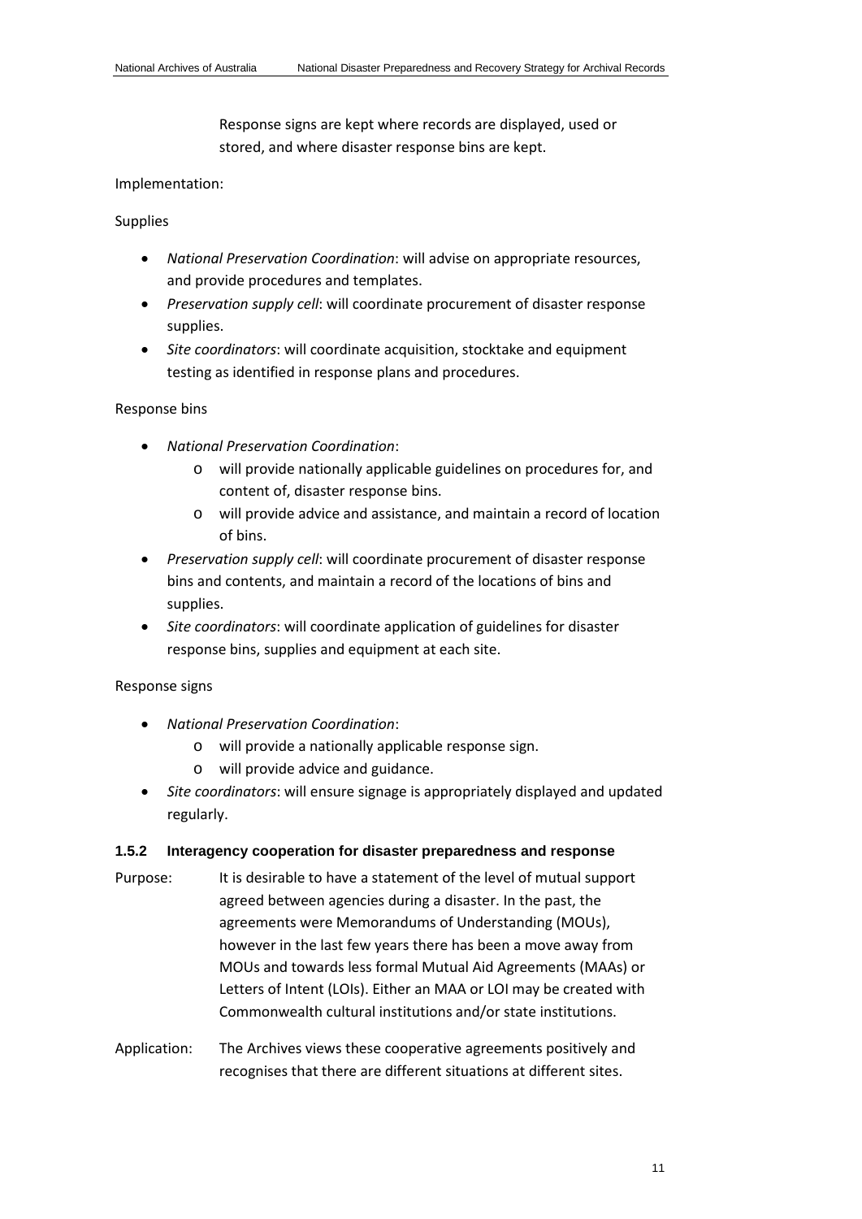Response signs are kept where records are displayed, used or stored, and where disaster response bins are kept.

Implementation:

Supplies

- *National Preservation Coordination*: will advise on appropriate resources, and provide procedures and templates.
- *Preservation supply cell*: will coordinate procurement of disaster response supplies.
- *Site coordinators*: will coordinate acquisition, stocktake and equipment testing as identified in response plans and procedures.

Response bins

- *National Preservation Coordination*:
  - will provide nationally applicable guidelines on procedures for, and content of, disaster response bins.
  - will provide advice and assistance, and maintain a record of location of bins.
- *Preservation supply cell*: will coordinate procurement of disaster response bins and contents, and maintain a record of the locations of bins and supplies.
- *Site coordinators*: will coordinate application of guidelines for disaster response bins, supplies and equipment at each site.

Response signs

- *National Preservation Coordination*:
  - will provide a nationally applicable response sign.
  - will provide advice and guidance.
- *Site coordinators*: will ensure signage is appropriately displayed and updated regularly.

### 1.5.2 Interagency cooperation for disaster preparedness and response

Purpose: It is desirable to have a statement of the level of mutual support agreed between agencies during a disaster. In the past, the agreements were Memorandums of Understanding (MOUs), however in the last few years there has been a move away from MOUs and towards less formal Mutual Aid Agreements (MAAs) or Letters of Intent (LOIs). Either an MAA or LOI may be created with Commonwealth cultural institutions and/or state institutions.

Application: The Archives views these cooperative agreements positively and recognises that there are different situations at different sites.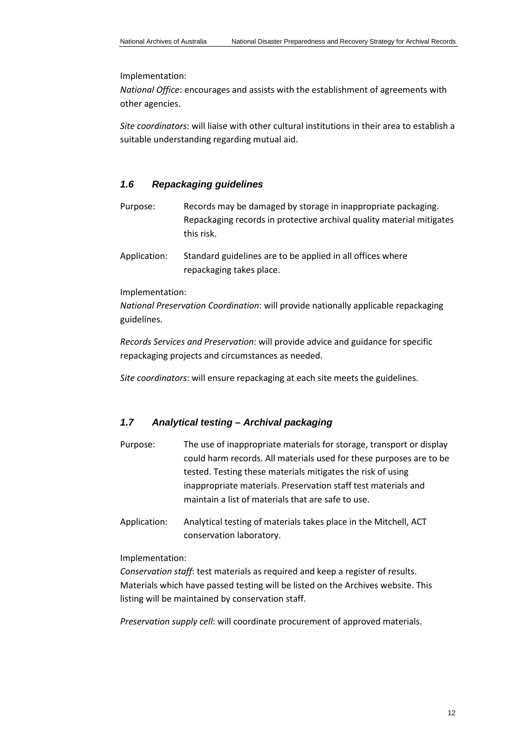Implementation:

*National Office*: encourages and assists with the establishment of agreements with other agencies.

*Site coordinators*: will liaise with other cultural institutions in their area to establish a suitable understanding regarding mutual aid.

### *1.6 Repackaging guidelines*

Purpose: Records may be damaged by storage in inappropriate packaging. Repackaging records in protective archival quality material mitigates this risk.

Application: Standard guidelines are to be applied in all offices where repackaging takes place.

Implementation:

*National Preservation Coordination*: will provide nationally applicable repackaging guidelines.

*Records Services and Preservation*: will provide advice and guidance for specific repackaging projects and circumstances as needed.

*Site coordinators*: will ensure repackaging at each site meets the guidelines.

### *1.7 Analytical testing – Archival packaging*

Purpose: The use of inappropriate materials for storage, transport or display could harm records. All materials used for these purposes are to be tested. Testing these materials mitigates the risk of using inappropriate materials. Preservation staff test materials and maintain a list of materials that are safe to use.

Application: Analytical testing of materials takes place in the Mitchell, ACT conservation laboratory.

Implementation:

*Conservation staff*: test materials as required and keep a register of results. Materials which have passed testing will be listed on the Archives website. This listing will be maintained by conservation staff.

*Preservation supply cell*: will coordinate procurement of approved materials.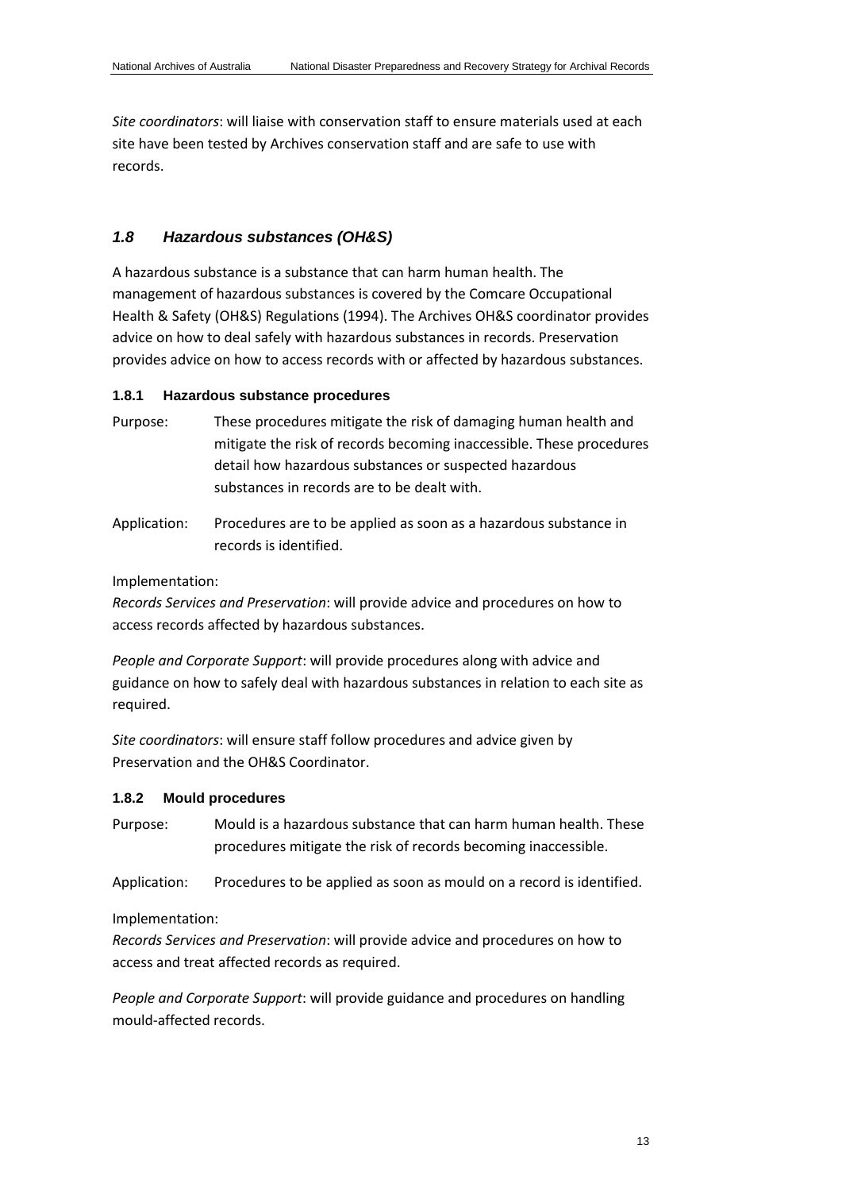*Site coordinators*: will liaise with conservation staff to ensure materials used at each site have been tested by Archives conservation staff and are safe to use with records.

## *1.8 Hazardous substances (OH&S)*

A hazardous substance is a substance that can harm human health. The management of hazardous substances is covered by the Comcare Occupational Health & Safety (OH&S) Regulations (1994). The Archives OH&S coordinator provides advice on how to deal safely with hazardous substances in records. Preservation provides advice on how to access records with or affected by hazardous substances.

### 1.8.1 Hazardous substance procedures

Purpose: These procedures mitigate the risk of damaging human health and mitigate the risk of records becoming inaccessible. These procedures detail how hazardous substances or suspected hazardous substances in records are to be dealt with.

Application: Procedures are to be applied as soon as a hazardous substance in records is identified.

Implementation:
*Records Services and Preservation*: will provide advice and procedures on how to access records affected by hazardous substances.

*People and Corporate Support*: will provide procedures along with advice and guidance on how to safely deal with hazardous substances in relation to each site as required.

*Site coordinators*: will ensure staff follow procedures and advice given by Preservation and the OH&S Coordinator.

### 1.8.2 Mould procedures

Purpose: Mould is a hazardous substance that can harm human health. These procedures mitigate the risk of records becoming inaccessible.

Application: Procedures to be applied as soon as mould on a record is identified.

Implementation:
*Records Services and Preservation*: will provide advice and procedures on how to access and treat affected records as required.

*People and Corporate Support*: will provide guidance and procedures on handling mould-affected records.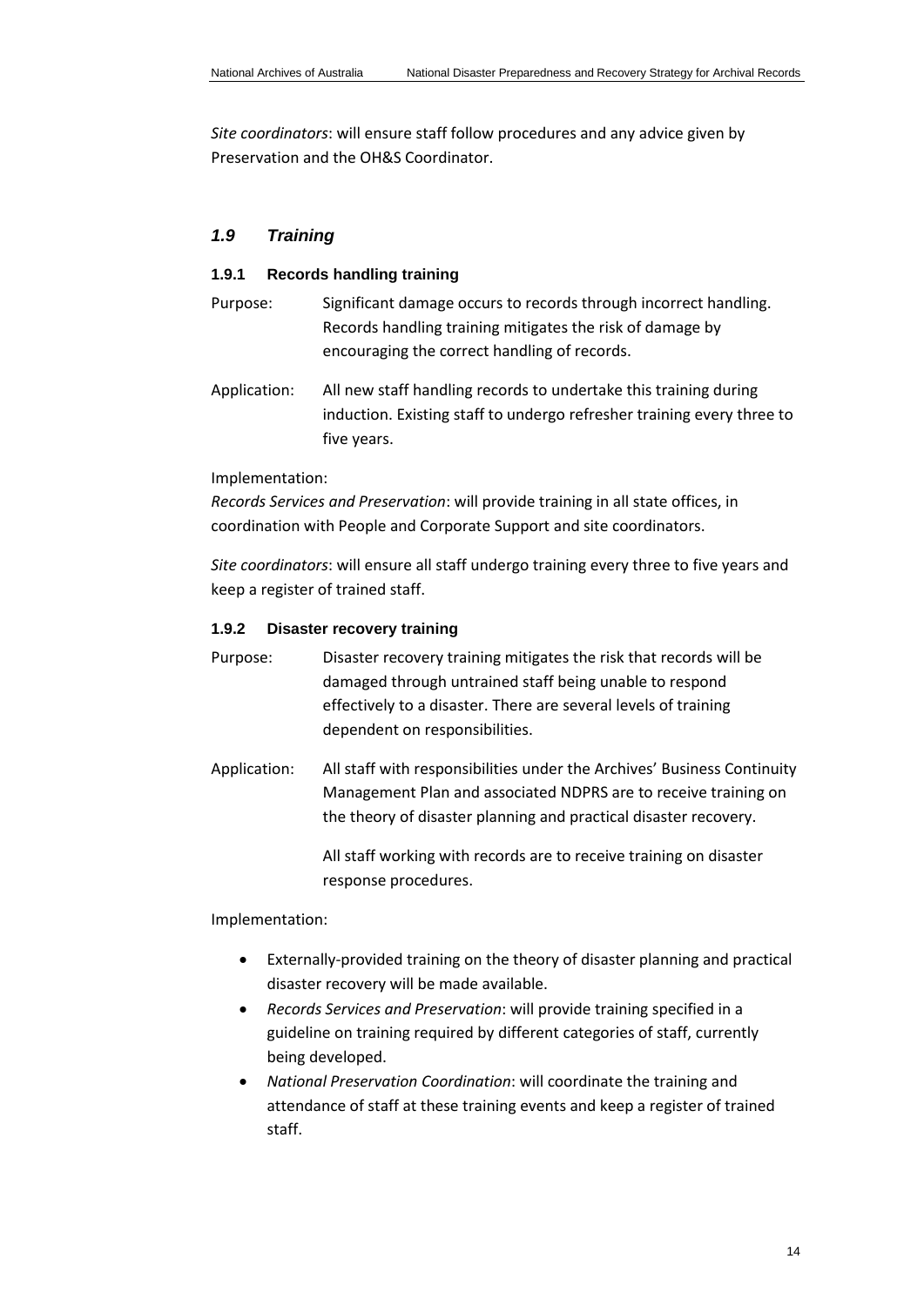*Site coordinators*: will ensure staff follow procedures and any advice given by Preservation and the OH&S Coordinator.

## *1.9 Training*

### 1.9.1 Records handling training

Purpose: Significant damage occurs to records through incorrect handling. Records handling training mitigates the risk of damage by encouraging the correct handling of records.

Application: All new staff handling records to undertake this training during induction. Existing staff to undergo refresher training every three to five years.

Implementation:
*Records Services and Preservation*: will provide training in all state offices, in coordination with People and Corporate Support and site coordinators.

*Site coordinators*: will ensure all staff undergo training every three to five years and keep a register of trained staff.

### 1.9.2 Disaster recovery training

Purpose: Disaster recovery training mitigates the risk that records will be damaged through untrained staff being unable to respond effectively to a disaster. There are several levels of training dependent on responsibilities.

Application: All staff with responsibilities under the Archives' Business Continuity Management Plan and associated NDPRS are to receive training on the theory of disaster planning and practical disaster recovery.

All staff working with records are to receive training on disaster response procedures.

Implementation:

- Externally-provided training on the theory of disaster planning and practical disaster recovery will be made available.
- *Records Services and Preservation*: will provide training specified in a guideline on training required by different categories of staff, currently being developed.
- *National Preservation Coordination*: will coordinate the training and attendance of staff at these training events and keep a register of trained staff.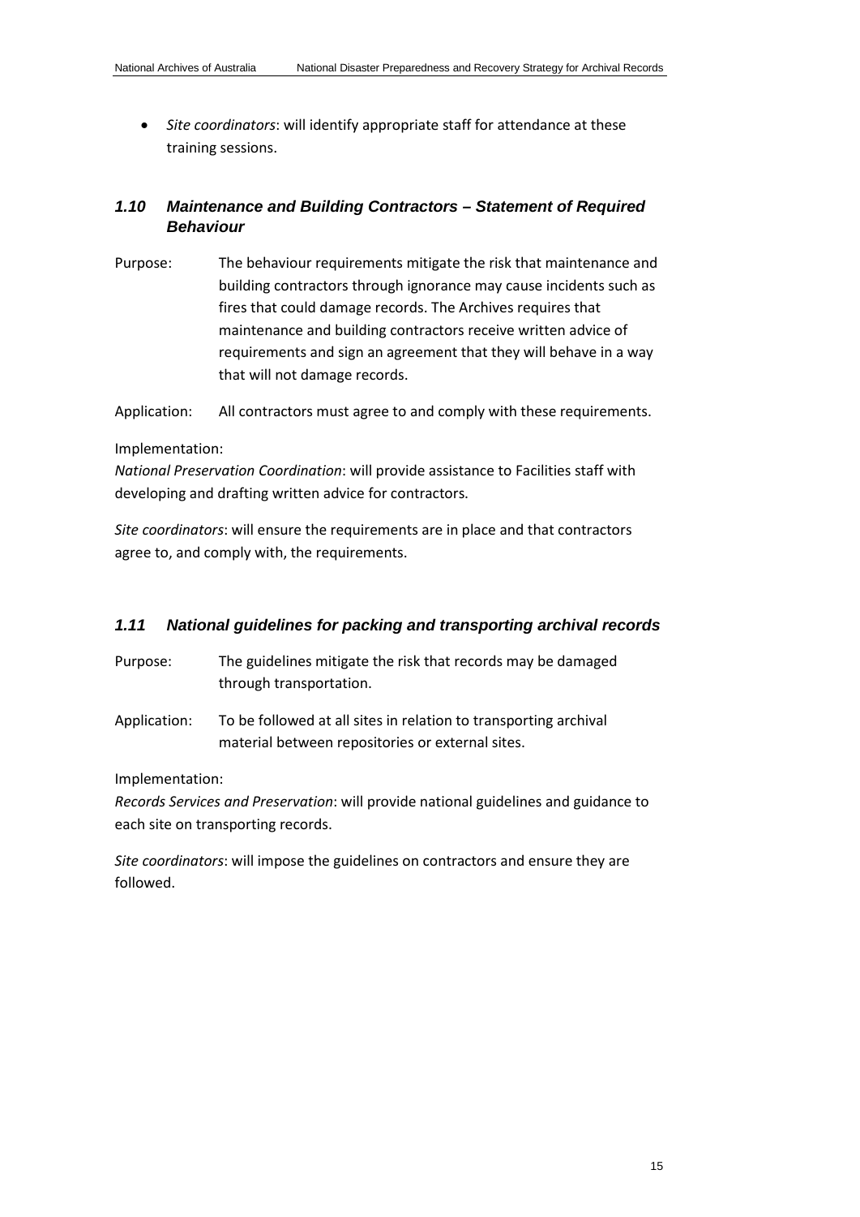- *Site coordinators*: will identify appropriate staff for attendance at these training sessions.

### *1.10 Maintenance and Building Contractors – Statement of Required Behaviour*

Purpose: The behaviour requirements mitigate the risk that maintenance and building contractors through ignorance may cause incidents such as fires that could damage records. The Archives requires that maintenance and building contractors receive written advice of requirements and sign an agreement that they will behave in a way that will not damage records.

Application: All contractors must agree to and comply with these requirements.

Implementation:
*National Preservation Coordination*: will provide assistance to Facilities staff with developing and drafting written advice for contractors.

*Site coordinators*: will ensure the requirements are in place and that contractors agree to, and comply with, the requirements.

### *1.11 National guidelines for packing and transporting archival records*

Purpose: The guidelines mitigate the risk that records may be damaged through transportation.

Application: To be followed at all sites in relation to transporting archival material between repositories or external sites.

Implementation:
*Records Services and Preservation*: will provide national guidelines and guidance to each site on transporting records.

*Site coordinators*: will impose the guidelines on contractors and ensure they are followed.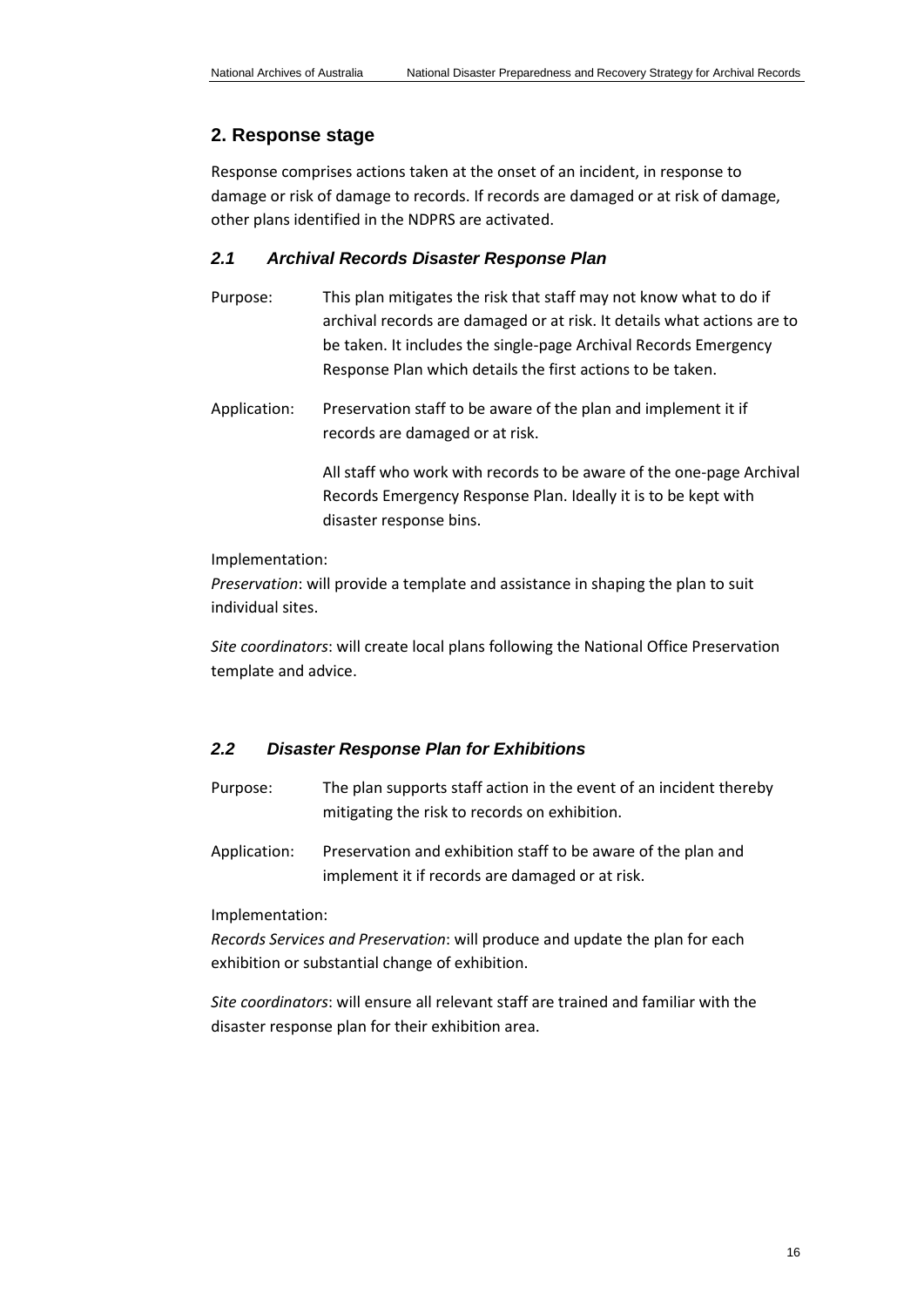## 2. Response stage

Response comprises actions taken at the onset of an incident, in response to damage or risk of damage to records. If records are damaged or at risk of damage, other plans identified in the NDPRS are activated.

### *2.1 Archival Records Disaster Response Plan*

Purpose: This plan mitigates the risk that staff may not know what to do if archival records are damaged or at risk. It details what actions are to be taken. It includes the single-page Archival Records Emergency Response Plan which details the first actions to be taken.

Application: Preservation staff to be aware of the plan and implement it if records are damaged or at risk.

All staff who work with records to be aware of the one-page Archival Records Emergency Response Plan. Ideally it is to be kept with disaster response bins.

Implementation:

*Preservation*: will provide a template and assistance in shaping the plan to suit individual sites.

*Site coordinators*: will create local plans following the National Office Preservation template and advice.

### *2.2 Disaster Response Plan for Exhibitions*

Purpose: The plan supports staff action in the event of an incident thereby mitigating the risk to records on exhibition.

Application: Preservation and exhibition staff to be aware of the plan and implement it if records are damaged or at risk.

Implementation:

*Records Services and Preservation*: will produce and update the plan for each exhibition or substantial change of exhibition.

*Site coordinators*: will ensure all relevant staff are trained and familiar with the disaster response plan for their exhibition area.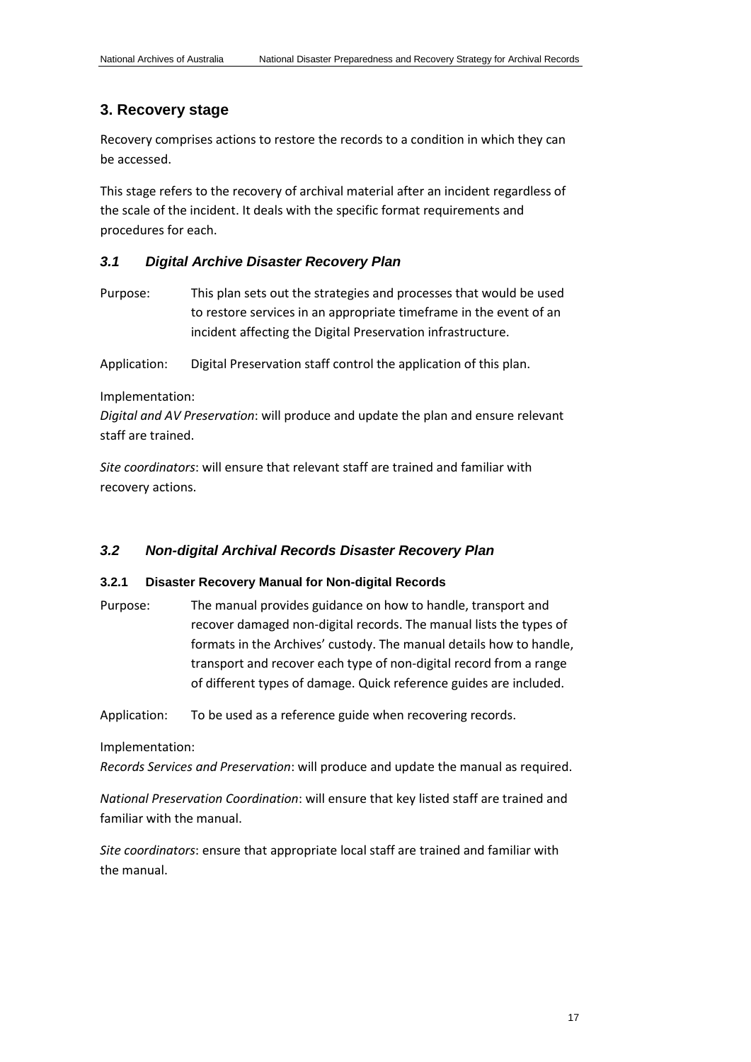## 3. Recovery stage

Recovery comprises actions to restore the records to a condition in which they can be accessed.

This stage refers to the recovery of archival material after an incident regardless of the scale of the incident. It deals with the specific format requirements and procedures for each.

### *3.1 Digital Archive Disaster Recovery Plan*

Purpose: This plan sets out the strategies and processes that would be used to restore services in an appropriate timeframe in the event of an incident affecting the Digital Preservation infrastructure.

Application: Digital Preservation staff control the application of this plan.

Implementation:
*Digital and AV Preservation*: will produce and update the plan and ensure relevant staff are trained.

*Site coordinators*: will ensure that relevant staff are trained and familiar with recovery actions.

### *3.2 Non-digital Archival Records Disaster Recovery Plan*

#### 3.2.1 Disaster Recovery Manual for Non-digital Records

Purpose: The manual provides guidance on how to handle, transport and recover damaged non-digital records. The manual lists the types of formats in the Archives' custody. The manual details how to handle, transport and recover each type of non-digital record from a range of different types of damage. Quick reference guides are included.

Application: To be used as a reference guide when recovering records.

Implementation:
*Records Services and Preservation*: will produce and update the manual as required.

*National Preservation Coordination*: will ensure that key listed staff are trained and familiar with the manual.

*Site coordinators*: ensure that appropriate local staff are trained and familiar with the manual.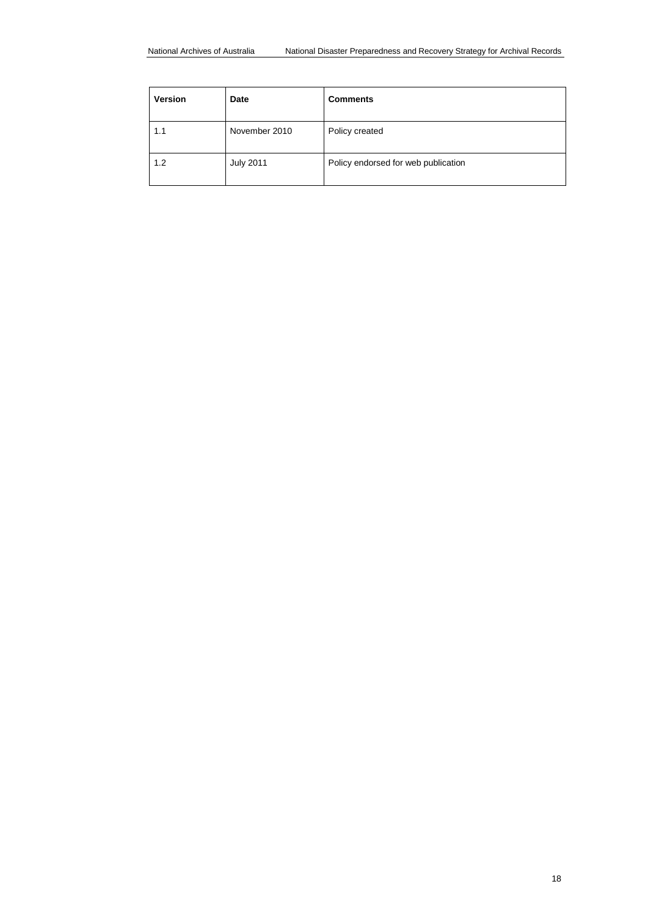| Version | Date | Comments |
|---|---|---|
| 1.1 | November 2010 | Policy created |
| 1.2 | July 2011 | Policy endorsed for web publication |